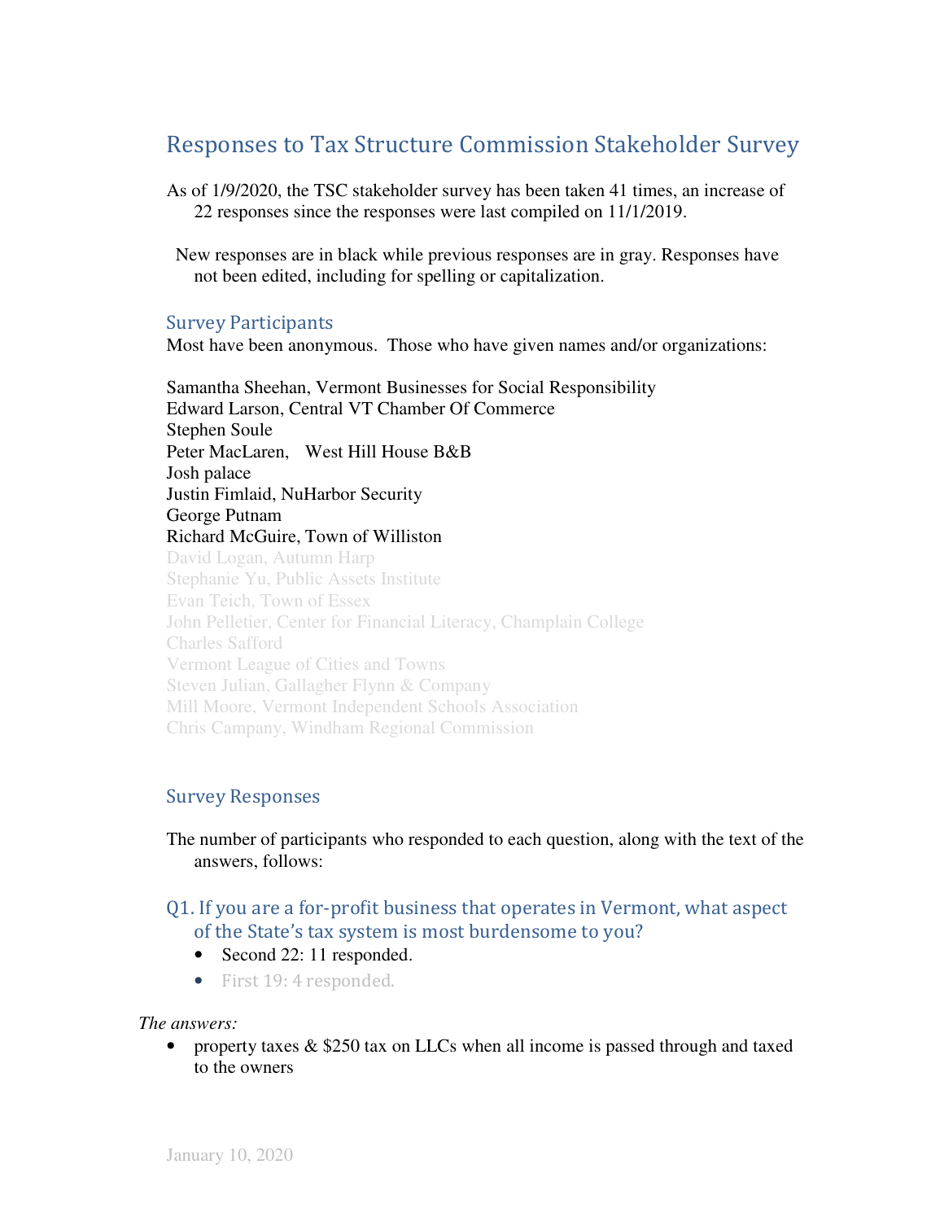# Responses to Tax Structure Commission Stakeholder Survey

As of 1/9/2020, the TSC stakeholder survey has been taken 41 times, an increase of 22 responses since the responses were last compiled on 11/1/2019.

New responses are in black while previous responses are in gray. Responses have not been edited, including for spelling or capitalization.

## Survey Participants

Most have been anonymous. Those who have given names and/or organizations:

Samantha Sheehan, Vermont Businesses for Social Responsibility
Edward Larson, Central VT Chamber Of Commerce
Stephen Soule
Peter MacLaren, West Hill House B&B
Josh palace
Justin Fimlaid, NuHarbor Security
George Putnam
Richard McGuire, Town of Williston
David Logan, Autumn Harp
Stephanie Yu, Public Assets Institute
Evan Teich, Town of Essex
John Pelletier, Center for Financial Literacy, Champlain College
Charles Safford
Vermont League of Cities and Towns
Steven Julian, Gallagher Flynn & Company
Mill Moore, Vermont Independent Schools Association
Chris Campany, Windham Regional Commission

## Survey Responses

The number of participants who responded to each question, along with the text of the answers, follows:

### Q1. If you are a for-profit business that operates in Vermont, what aspect of the State's tax system is most burdensome to you?

- Second 22: 11 responded.
- First 19: 4 responded.

*The answers:*

- property taxes & $250 tax on LLCs when all income is passed through and taxed to the owners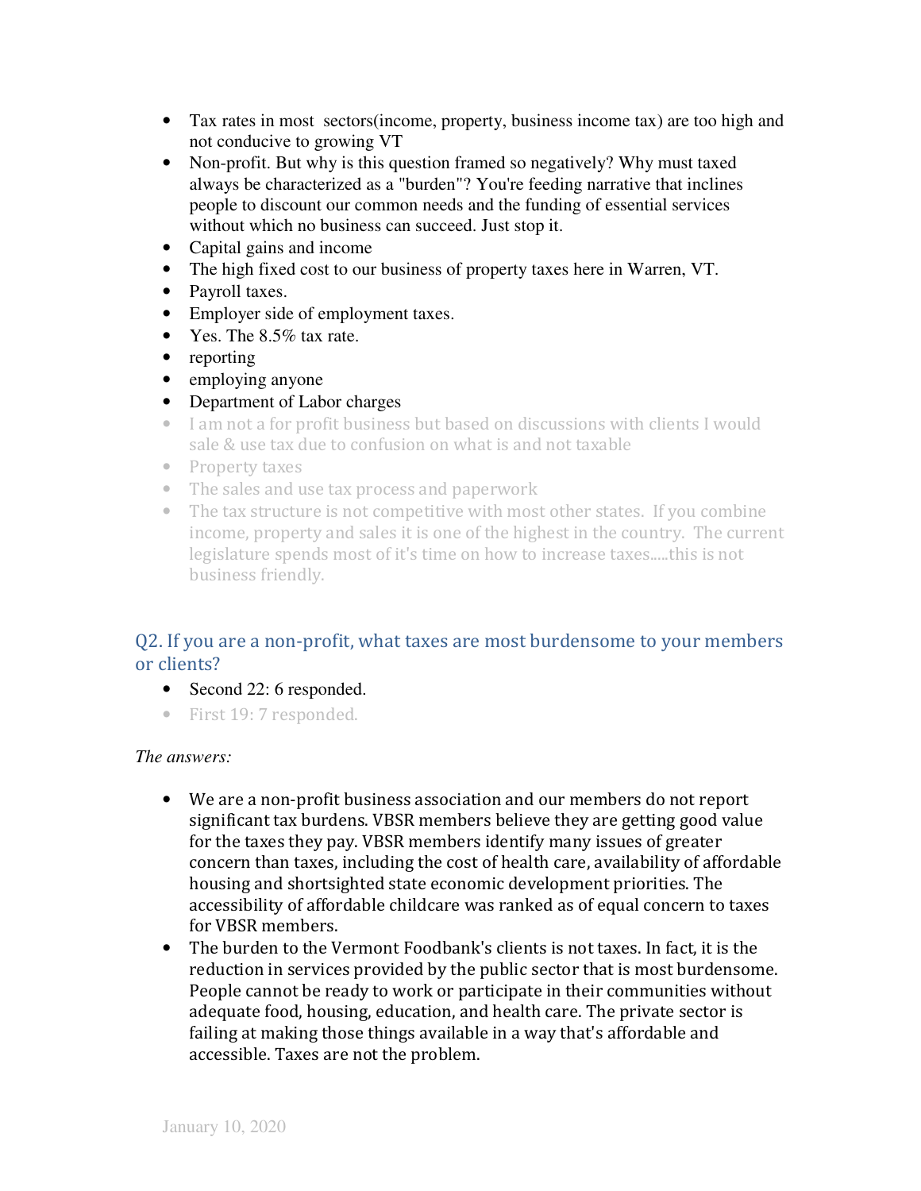- Tax rates in most sectors(income, property, business income tax) are too high and not conducive to growing VT
- Non-profit. But why is this question framed so negatively? Why must taxed always be characterized as a "burden"? You're feeding narrative that inclines people to discount our common needs and the funding of essential services without which no business can succeed. Just stop it.
- Capital gains and income
- The high fixed cost to our business of property taxes here in Warren, VT.
- Payroll taxes.
- Employer side of employment taxes.
- Yes. The 8.5% tax rate.
- reporting
- employing anyone
- Department of Labor charges
- I am not a for profit business but based on discussions with clients I would sale & use tax due to confusion on what is and not taxable
- Property taxes
- The sales and use tax process and paperwork
- The tax structure is not competitive with most other states. If you combine income, property and sales it is one of the highest in the country. The current legislature spends most of it's time on how to increase taxes.....this is not business friendly.

## Q2. If you are a non-profit, what taxes are most burdensome to your members or clients?

- Second 22: 6 responded.
- First 19: 7 responded.

*The answers:*

- We are a non-profit business association and our members do not report significant tax burdens. VBSR members believe they are getting good value for the taxes they pay. VBSR members identify many issues of greater concern than taxes, including the cost of health care, availability of affordable housing and shortsighted state economic development priorities. The accessibility of affordable childcare was ranked as of equal concern to taxes for VBSR members.
- The burden to the Vermont Foodbank's clients is not taxes. In fact, it is the reduction in services provided by the public sector that is most burdensome. People cannot be ready to work or participate in their communities without adequate food, housing, education, and health care. The private sector is failing at making those things available in a way that's affordable and accessible. Taxes are not the problem.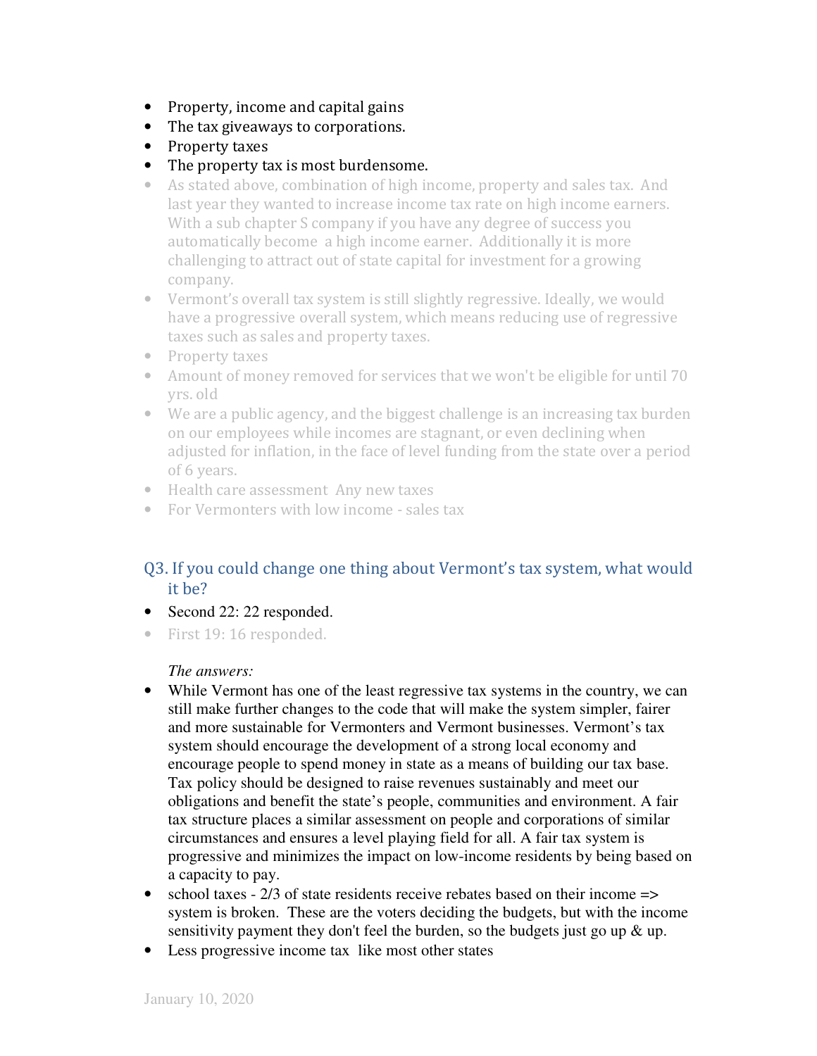- Property, income and capital gains
- The tax giveaways to corporations.
- Property taxes
- The property tax is most burdensome.
- As stated above, combination of high income, property and sales tax. And last year they wanted to increase income tax rate on high income earners. With a sub chapter S company if you have any degree of success you automatically become a high income earner. Additionally it is more challenging to attract out of state capital for investment for a growing company.
- Vermont's overall tax system is still slightly regressive. Ideally, we would have a progressive overall system, which means reducing use of regressive taxes such as sales and property taxes.
- Property taxes
- Amount of money removed for services that we won't be eligible for until 70 yrs. old
- We are a public agency, and the biggest challenge is an increasing tax burden on our employees while incomes are stagnant, or even declining when adjusted for inflation, in the face of level funding from the state over a period of 6 years.
- Health care assessment Any new taxes
- For Vermonters with low income - sales tax

## Q3. If you could change one thing about Vermont's tax system, what would it be?

- Second 22: 22 responded.
- First 19: 16 responded.

*The answers:*

- While Vermont has one of the least regressive tax systems in the country, we can still make further changes to the code that will make the system simpler, fairer and more sustainable for Vermonters and Vermont businesses. Vermont's tax system should encourage the development of a strong local economy and encourage people to spend money in state as a means of building our tax base. Tax policy should be designed to raise revenues sustainably and meet our obligations and benefit the state's people, communities and environment. A fair tax structure places a similar assessment on people and corporations of similar circumstances and ensures a level playing field for all. A fair tax system is progressive and minimizes the impact on low-income residents by being based on a capacity to pay.
- school taxes - 2/3 of state residents receive rebates based on their income => system is broken. These are the voters deciding the budgets, but with the income sensitivity payment they don't feel the burden, so the budgets just go up & up.
- Less progressive income tax like most other states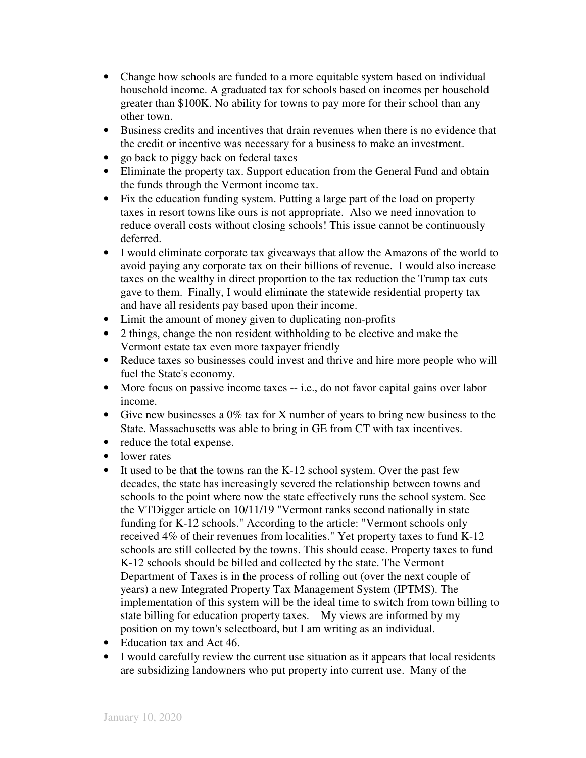- Change how schools are funded to a more equitable system based on individual household income. A graduated tax for schools based on incomes per household greater than $100K. No ability for towns to pay more for their school than any other town.
- Business credits and incentives that drain revenues when there is no evidence that the credit or incentive was necessary for a business to make an investment.
- go back to piggy back on federal taxes
- Eliminate the property tax. Support education from the General Fund and obtain the funds through the Vermont income tax.
- Fix the education funding system. Putting a large part of the load on property taxes in resort towns like ours is not appropriate. Also we need innovation to reduce overall costs without closing schools! This issue cannot be continuously deferred.
- I would eliminate corporate tax giveaways that allow the Amazons of the world to avoid paying any corporate tax on their billions of revenue. I would also increase taxes on the wealthy in direct proportion to the tax reduction the Trump tax cuts gave to them. Finally, I would eliminate the statewide residential property tax and have all residents pay based upon their income.
- Limit the amount of money given to duplicating non-profits
- 2 things, change the non resident withholding to be elective and make the Vermont estate tax even more taxpayer friendly
- Reduce taxes so businesses could invest and thrive and hire more people who will fuel the State's economy.
- More focus on passive income taxes -- i.e., do not favor capital gains over labor income.
- Give new businesses a 0% tax for X number of years to bring new business to the State. Massachusetts was able to bring in GE from CT with tax incentives.
- reduce the total expense.
- lower rates
- It used to be that the towns ran the K-12 school system. Over the past few decades, the state has increasingly severed the relationship between towns and schools to the point where now the state effectively runs the school system. See the VTDigger article on 10/11/19 "Vermont ranks second nationally in state funding for K-12 schools." According to the article: "Vermont schools only received 4% of their revenues from localities." Yet property taxes to fund K-12 schools are still collected by the towns. This should cease. Property taxes to fund K-12 schools should be billed and collected by the state. The Vermont Department of Taxes is in the process of rolling out (over the next couple of years) a new Integrated Property Tax Management System (IPTMS). The implementation of this system will be the ideal time to switch from town billing to state billing for education property taxes. My views are informed by my position on my town's selectboard, but I am writing as an individual.
- Education tax and Act 46.
- I would carefully review the current use situation as it appears that local residents are subsidizing landowners who put property into current use. Many of the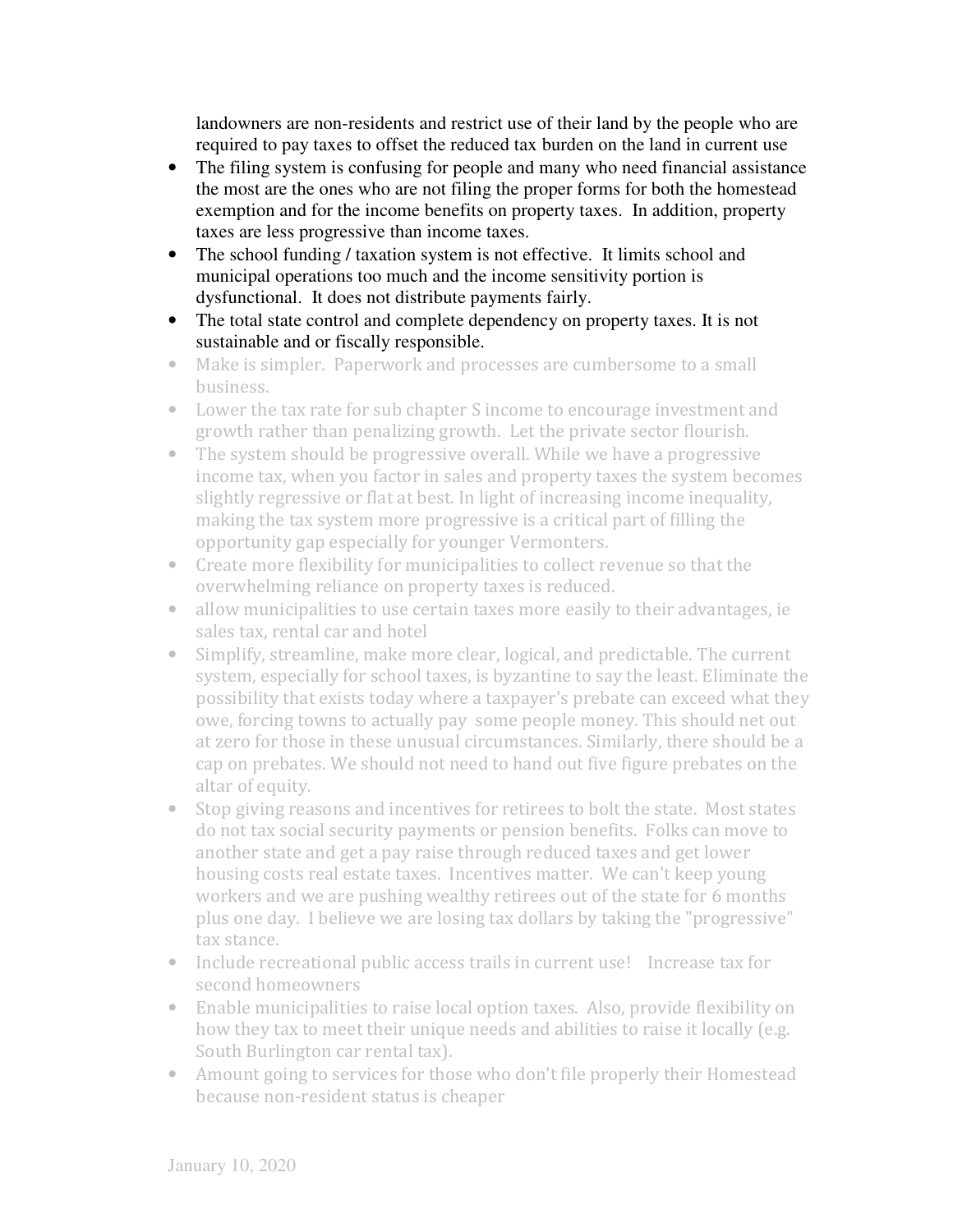landowners are non-residents and restrict use of their land by the people who are required to pay taxes to offset the reduced tax burden on the land in current use

- The filing system is confusing for people and many who need financial assistance the most are the ones who are not filing the proper forms for both the homestead exemption and for the income benefits on property taxes. In addition, property taxes are less progressive than income taxes.
- The school funding / taxation system is not effective. It limits school and municipal operations too much and the income sensitivity portion is dysfunctional. It does not distribute payments fairly.
- The total state control and complete dependency on property taxes. It is not sustainable and or fiscally responsible.
- Make is simpler. Paperwork and processes are cumbersome to a small business.
- Lower the tax rate for sub chapter S income to encourage investment and growth rather than penalizing growth. Let the private sector flourish.
- The system should be progressive overall. While we have a progressive income tax, when you factor in sales and property taxes the system becomes slightly regressive or flat at best. In light of increasing income inequality, making the tax system more progressive is a critical part of filling the opportunity gap especially for younger Vermonters.
- Create more flexibility for municipalities to collect revenue so that the overwhelming reliance on property taxes is reduced.
- allow municipalities to use certain taxes more easily to their advantages, ie sales tax, rental car and hotel
- Simplify, streamline, make more clear, logical, and predictable. The current system, especially for school taxes, is byzantine to say the least. Eliminate the possibility that exists today where a taxpayer's prebate can exceed what they owe, forcing towns to actually pay some people money. This should net out at zero for those in these unusual circumstances. Similarly, there should be a cap on prebates. We should not need to hand out five figure prebates on the altar of equity.
- Stop giving reasons and incentives for retirees to bolt the state. Most states do not tax social security payments or pension benefits. Folks can move to another state and get a pay raise through reduced taxes and get lower housing costs real estate taxes. Incentives matter. We can't keep young workers and we are pushing wealthy retirees out of the state for 6 months plus one day. I believe we are losing tax dollars by taking the "progressive" tax stance.
- Include recreational public access trails in current use! Increase tax for second homeowners
- Enable municipalities to raise local option taxes. Also, provide flexibility on how they tax to meet their unique needs and abilities to raise it locally (e.g. South Burlington car rental tax).
- Amount going to services for those who don't file properly their Homestead because non-resident status is cheaper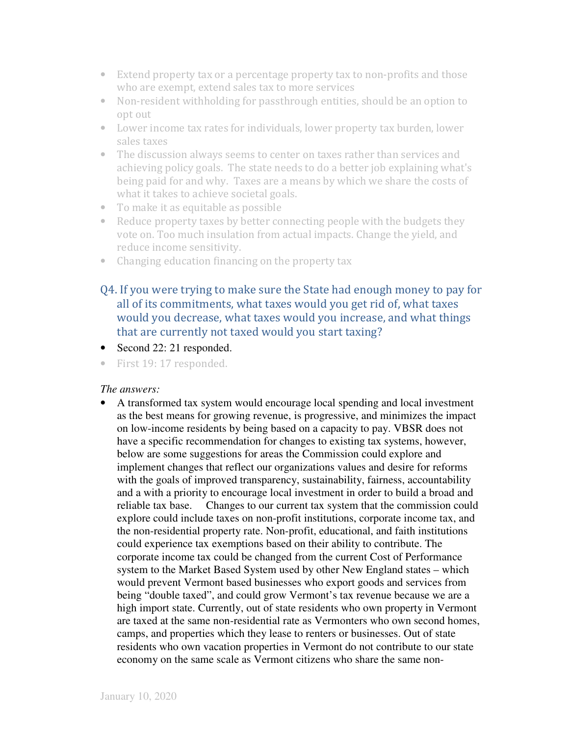- Extend property tax or a percentage property tax to non-profits and those who are exempt, extend sales tax to more services
- Non-resident withholding for passthrough entities, should be an option to opt out
- Lower income tax rates for individuals, lower property tax burden, lower sales taxes
- The discussion always seems to center on taxes rather than services and achieving policy goals. The state needs to do a better job explaining what's being paid for and why. Taxes are a means by which we share the costs of what it takes to achieve societal goals.
- To make it as equitable as possible
- Reduce property taxes by better connecting people with the budgets they vote on. Too much insulation from actual impacts. Change the yield, and reduce income sensitivity.
- Changing education financing on the property tax

## Q4. If you were trying to make sure the State had enough money to pay for all of its commitments, what taxes would you get rid of, what taxes would you decrease, what taxes would you increase, and what things that are currently not taxed would you start taxing?

- Second 22: 21 responded.
- First 19: 17 responded.

*The answers:*

- A transformed tax system would encourage local spending and local investment as the best means for growing revenue, is progressive, and minimizes the impact on low-income residents by being based on a capacity to pay. VBSR does not have a specific recommendation for changes to existing tax systems, however, below are some suggestions for areas the Commission could explore and implement changes that reflect our organizations values and desire for reforms with the goals of improved transparency, sustainability, fairness, accountability and a with a priority to encourage local investment in order to build a broad and reliable tax base. Changes to our current tax system that the commission could explore could include taxes on non-profit institutions, corporate income tax, and the non-residential property rate. Non-profit, educational, and faith institutions could experience tax exemptions based on their ability to contribute. The corporate income tax could be changed from the current Cost of Performance system to the Market Based System used by other New England states – which would prevent Vermont based businesses who export goods and services from being "double taxed", and could grow Vermont's tax revenue because we are a high import state. Currently, out of state residents who own property in Vermont are taxed at the same non-residential rate as Vermonters who own second homes, camps, and properties which they lease to renters or businesses. Out of state residents who own vacation properties in Vermont do not contribute to our state economy on the same scale as Vermont citizens who share the same non-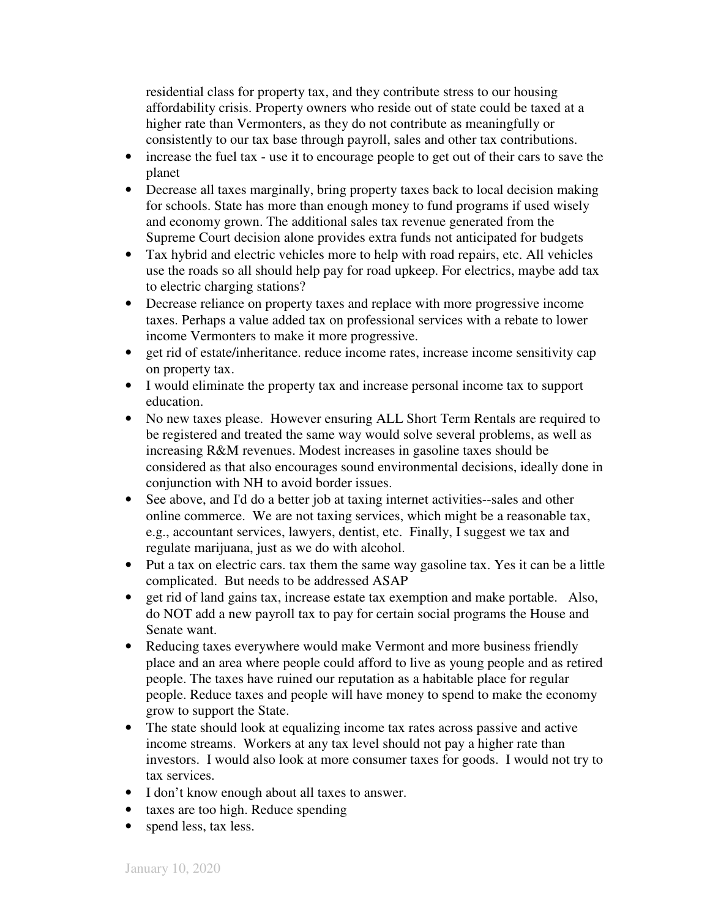residential class for property tax, and they contribute stress to our housing affordability crisis. Property owners who reside out of state could be taxed at a higher rate than Vermonters, as they do not contribute as meaningfully or consistently to our tax base through payroll, sales and other tax contributions.

- increase the fuel tax - use it to encourage people to get out of their cars to save the planet
- Decrease all taxes marginally, bring property taxes back to local decision making for schools. State has more than enough money to fund programs if used wisely and economy grown. The additional sales tax revenue generated from the Supreme Court decision alone provides extra funds not anticipated for budgets
- Tax hybrid and electric vehicles more to help with road repairs, etc. All vehicles use the roads so all should help pay for road upkeep. For electrics, maybe add tax to electric charging stations?
- Decrease reliance on property taxes and replace with more progressive income taxes. Perhaps a value added tax on professional services with a rebate to lower income Vermonters to make it more progressive.
- get rid of estate/inheritance. reduce income rates, increase income sensitivity cap on property tax.
- I would eliminate the property tax and increase personal income tax to support education.
- No new taxes please. However ensuring ALL Short Term Rentals are required to be registered and treated the same way would solve several problems, as well as increasing R&M revenues. Modest increases in gasoline taxes should be considered as that also encourages sound environmental decisions, ideally done in conjunction with NH to avoid border issues.
- See above, and I'd do a better job at taxing internet activities--sales and other online commerce. We are not taxing services, which might be a reasonable tax, e.g., accountant services, lawyers, dentist, etc. Finally, I suggest we tax and regulate marijuana, just as we do with alcohol.
- Put a tax on electric cars. tax them the same way gasoline tax. Yes it can be a little complicated. But needs to be addressed ASAP
- get rid of land gains tax, increase estate tax exemption and make portable. Also, do NOT add a new payroll tax to pay for certain social programs the House and Senate want.
- Reducing taxes everywhere would make Vermont and more business friendly place and an area where people could afford to live as young people and as retired people. The taxes have ruined our reputation as a habitable place for regular people. Reduce taxes and people will have money to spend to make the economy grow to support the State.
- The state should look at equalizing income tax rates across passive and active income streams. Workers at any tax level should not pay a higher rate than investors. I would also look at more consumer taxes for goods. I would not try to tax services.
- I don't know enough about all taxes to answer.
- taxes are too high. Reduce spending
- spend less, tax less.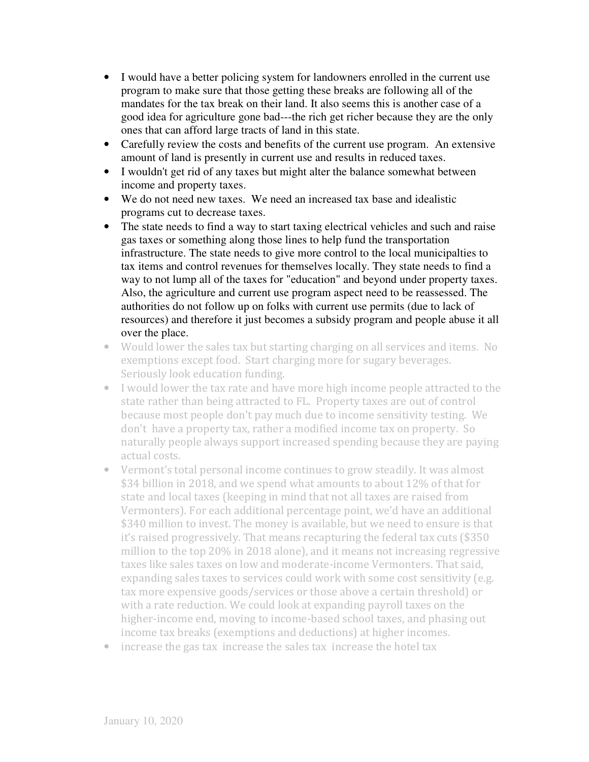- I would have a better policing system for landowners enrolled in the current use program to make sure that those getting these breaks are following all of the mandates for the tax break on their land. It also seems this is another case of a good idea for agriculture gone bad---the rich get richer because they are the only ones that can afford large tracts of land in this state.
- Carefully review the costs and benefits of the current use program. An extensive amount of land is presently in current use and results in reduced taxes.
- I wouldn't get rid of any taxes but might alter the balance somewhat between income and property taxes.
- We do not need new taxes. We need an increased tax base and idealistic programs cut to decrease taxes.
- The state needs to find a way to start taxing electrical vehicles and such and raise gas taxes or something along those lines to help fund the transportation infrastructure. The state needs to give more control to the local municipalties to tax items and control revenues for themselves locally. They state needs to find a way to not lump all of the taxes for "education" and beyond under property taxes. Also, the agriculture and current use program aspect need to be reassessed. The authorities do not follow up on folks with current use permits (due to lack of resources) and therefore it just becomes a subsidy program and people abuse it all over the place.
- Would lower the sales tax but starting charging on all services and items. No exemptions except food. Start charging more for sugary beverages. Seriously look education funding.
- I would lower the tax rate and have more high income people attracted to the state rather than being attracted to FL. Property taxes are out of control because most people don't pay much due to income sensitivity testing. We don't have a property tax, rather a modified income tax on property. So naturally people always support increased spending because they are paying actual costs.
- Vermont's total personal income continues to grow steadily. It was almost $34 billion in 2018, and we spend what amounts to about 12% of that for state and local taxes (keeping in mind that not all taxes are raised from Vermonters). For each additional percentage point, we'd have an additional $340 million to invest. The money is available, but we need to ensure is that it's raised progressively. That means recapturing the federal tax cuts ($350 million to the top 20% in 2018 alone), and it means not increasing regressive taxes like sales taxes on low and moderate-income Vermonters. That said, expanding sales taxes to services could work with some cost sensitivity (e.g. tax more expensive goods/services or those above a certain threshold) or with a rate reduction. We could look at expanding payroll taxes on the higher-income end, moving to income-based school taxes, and phasing out income tax breaks (exemptions and deductions) at higher incomes.
- increase the gas tax increase the sales tax increase the hotel tax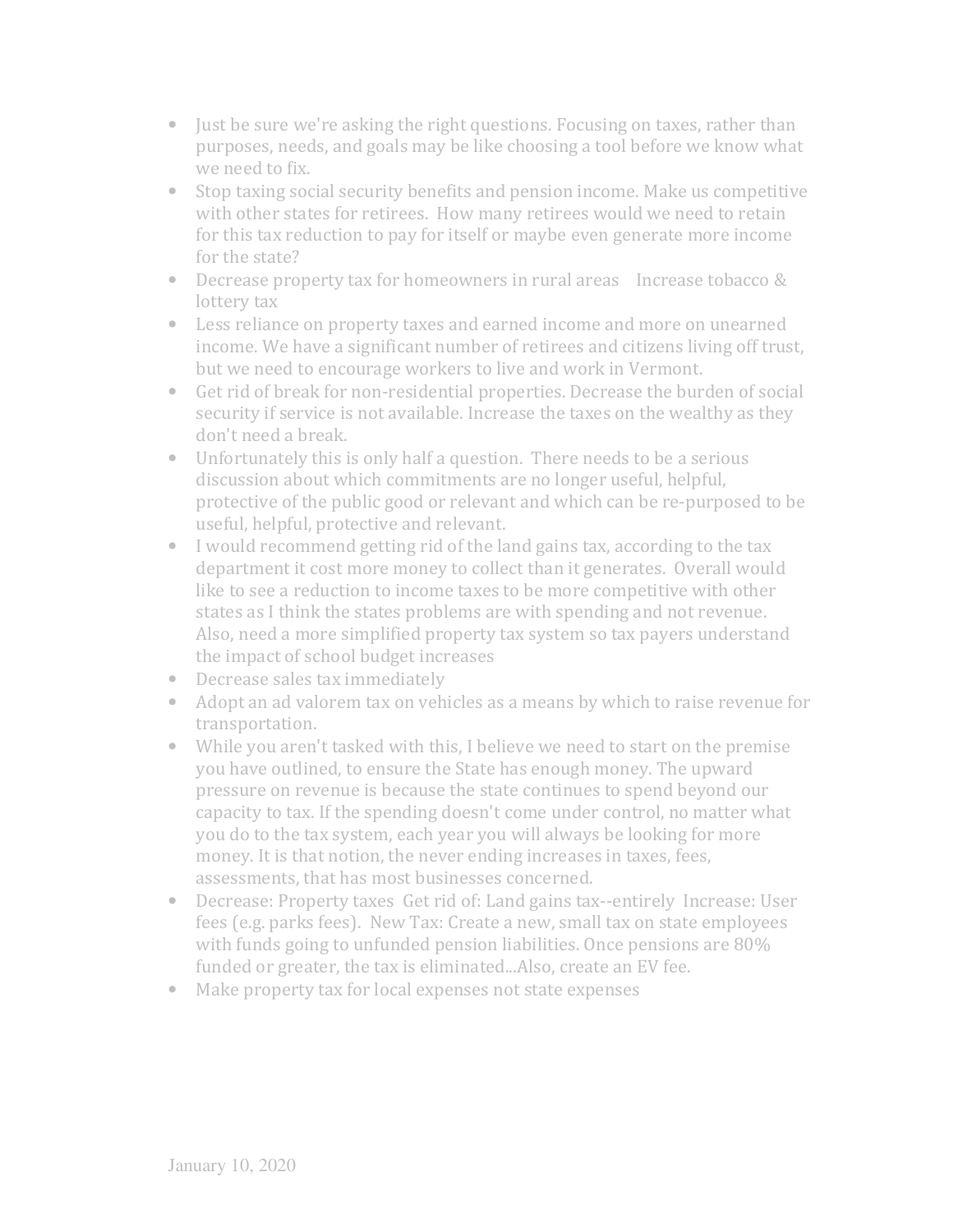- Just be sure we're asking the right questions. Focusing on taxes, rather than purposes, needs, and goals may be like choosing a tool before we know what we need to fix.
- Stop taxing social security benefits and pension income. Make us competitive with other states for retirees. How many retirees would we need to retain for this tax reduction to pay for itself or maybe even generate more income for the state?
- Decrease property tax for homeowners in rural areas Increase tobacco & lottery tax
- Less reliance on property taxes and earned income and more on unearned income. We have a significant number of retirees and citizens living off trust, but we need to encourage workers to live and work in Vermont.
- Get rid of break for non-residential properties. Decrease the burden of social security if service is not available. Increase the taxes on the wealthy as they don't need a break.
- Unfortunately this is only half a question. There needs to be a serious discussion about which commitments are no longer useful, helpful, protective of the public good or relevant and which can be re-purposed to be useful, helpful, protective and relevant.
- I would recommend getting rid of the land gains tax, according to the tax department it cost more money to collect than it generates. Overall would like to see a reduction to income taxes to be more competitive with other states as I think the states problems are with spending and not revenue. Also, need a more simplified property tax system so tax payers understand the impact of school budget increases
- Decrease sales tax immediately
- Adopt an ad valorem tax on vehicles as a means by which to raise revenue for transportation.
- While you aren't tasked with this, I believe we need to start on the premise you have outlined, to ensure the State has enough money. The upward pressure on revenue is because the state continues to spend beyond our capacity to tax. If the spending doesn't come under control, no matter what you do to the tax system, each year you will always be looking for more money. It is that notion, the never ending increases in taxes, fees, assessments, that has most businesses concerned.
- Decrease: Property taxes Get rid of: Land gains tax--entirely Increase: User fees (e.g. parks fees). New Tax: Create a new, small tax on state employees with funds going to unfunded pension liabilities. Once pensions are 80% funded or greater, the tax is eliminated...Also, create an EV fee.
- Make property tax for local expenses not state expenses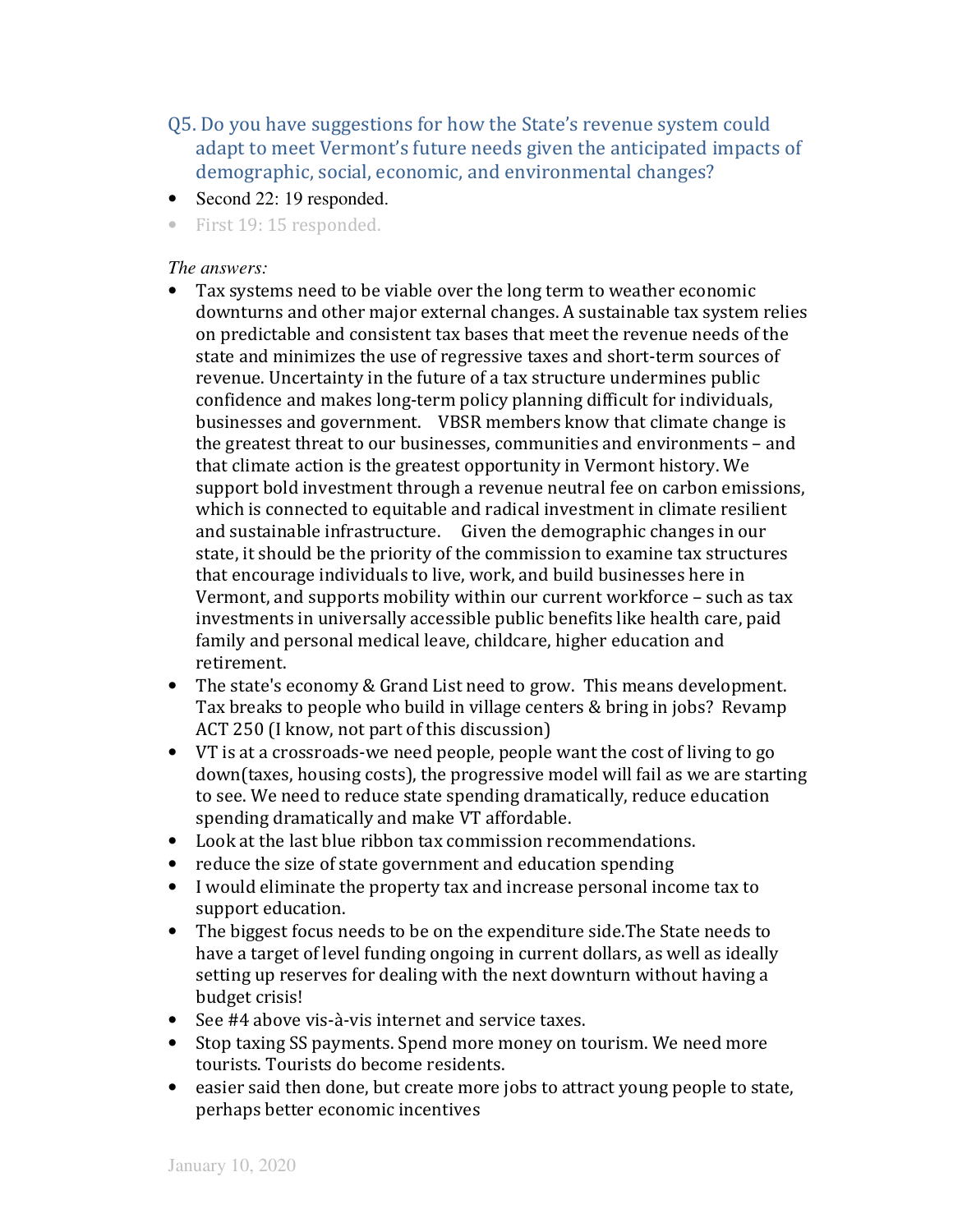## Q5. Do you have suggestions for how the State's revenue system could adapt to meet Vermont's future needs given the anticipated impacts of demographic, social, economic, and environmental changes?

- Second 22: 19 responded.
- First 19: 15 responded.

*The answers:*

- Tax systems need to be viable over the long term to weather economic downturns and other major external changes. A sustainable tax system relies on predictable and consistent tax bases that meet the revenue needs of the state and minimizes the use of regressive taxes and short-term sources of revenue. Uncertainty in the future of a tax structure undermines public confidence and makes long-term policy planning difficult for individuals, businesses and government. VBSR members know that climate change is the greatest threat to our businesses, communities and environments – and that climate action is the greatest opportunity in Vermont history. We support bold investment through a revenue neutral fee on carbon emissions, which is connected to equitable and radical investment in climate resilient and sustainable infrastructure. Given the demographic changes in our state, it should be the priority of the commission to examine tax structures that encourage individuals to live, work, and build businesses here in Vermont, and supports mobility within our current workforce – such as tax investments in universally accessible public benefits like health care, paid family and personal medical leave, childcare, higher education and retirement.
- The state's economy & Grand List need to grow. This means development. Tax breaks to people who build in village centers & bring in jobs? Revamp ACT 250 (I know, not part of this discussion)
- VT is at a crossroads-we need people, people want the cost of living to go down(taxes, housing costs), the progressive model will fail as we are starting to see. We need to reduce state spending dramatically, reduce education spending dramatically and make VT affordable.
- Look at the last blue ribbon tax commission recommendations.
- reduce the size of state government and education spending
- I would eliminate the property tax and increase personal income tax to support education.
- The biggest focus needs to be on the expenditure side.The State needs to have a target of level funding ongoing in current dollars, as well as ideally setting up reserves for dealing with the next downturn without having a budget crisis!
- See #4 above vis-à-vis internet and service taxes.
- Stop taxing SS payments. Spend more money on tourism. We need more tourists. Tourists do become residents.
- easier said then done, but create more jobs to attract young people to state, perhaps better economic incentives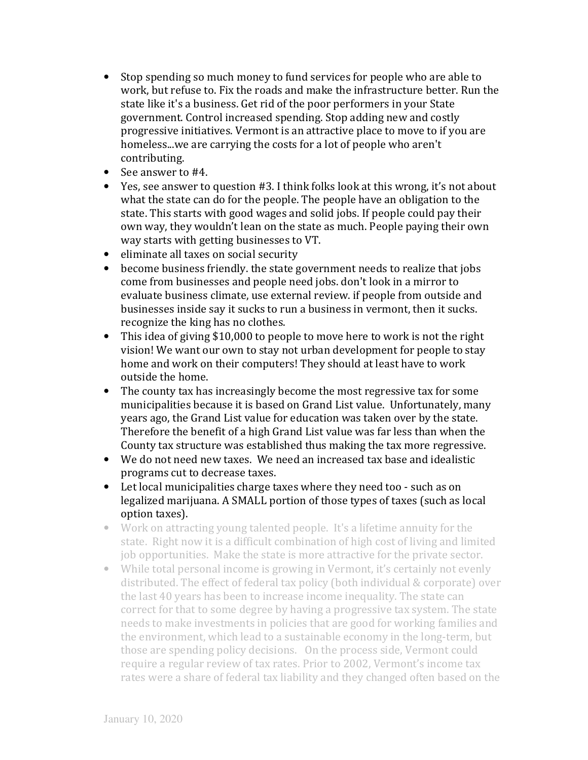- Stop spending so much money to fund services for people who are able to work, but refuse to. Fix the roads and make the infrastructure better. Run the state like it's a business. Get rid of the poor performers in your State government. Control increased spending. Stop adding new and costly progressive initiatives. Vermont is an attractive place to move to if you are homeless...we are carrying the costs for a lot of people who aren't contributing.
- See answer to #4.
- Yes, see answer to question #3. I think folks look at this wrong, it's not about what the state can do for the people. The people have an obligation to the state. This starts with good wages and solid jobs. If people could pay their own way, they wouldn't lean on the state as much. People paying their own way starts with getting businesses to VT.
- eliminate all taxes on social security
- become business friendly. the state government needs to realize that jobs come from businesses and people need jobs. don't look in a mirror to evaluate business climate, use external review. if people from outside and businesses inside say it sucks to run a business in vermont, then it sucks. recognize the king has no clothes.
- This idea of giving $10,000 to people to move here to work is not the right vision! We want our own to stay not urban development for people to stay home and work on their computers! They should at least have to work outside the home.
- The county tax has increasingly become the most regressive tax for some municipalities because it is based on Grand List value. Unfortunately, many years ago, the Grand List value for education was taken over by the state. Therefore the benefit of a high Grand List value was far less than when the County tax structure was established thus making the tax more regressive.
- We do not need new taxes. We need an increased tax base and idealistic programs cut to decrease taxes.
- Let local municipalities charge taxes where they need too - such as on legalized marijuana. A SMALL portion of those types of taxes (such as local option taxes).
- Work on attracting young talented people. It's a lifetime annuity for the state. Right now it is a difficult combination of high cost of living and limited job opportunities. Make the state is more attractive for the private sector.
- While total personal income is growing in Vermont, it's certainly not evenly distributed. The effect of federal tax policy (both individual & corporate) over the last 40 years has been to increase income inequality. The state can correct for that to some degree by having a progressive tax system. The state needs to make investments in policies that are good for working families and the environment, which lead to a sustainable economy in the long-term, but those are spending policy decisions. On the process side, Vermont could require a regular review of tax rates. Prior to 2002, Vermont's income tax rates were a share of federal tax liability and they changed often based on the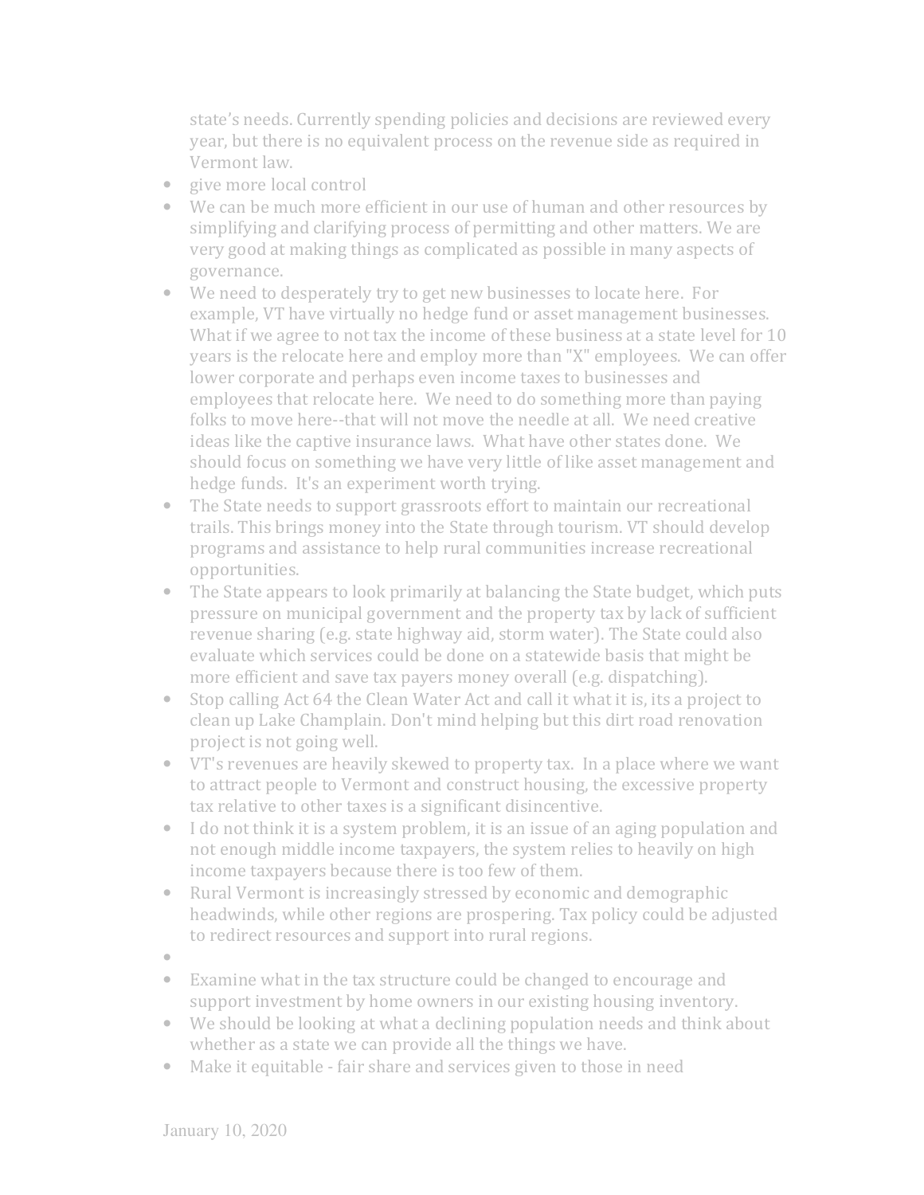state's needs. Currently spending policies and decisions are reviewed every year, but there is no equivalent process on the revenue side as required in Vermont law.

- give more local control
- We can be much more efficient in our use of human and other resources by simplifying and clarifying process of permitting and other matters. We are very good at making things as complicated as possible in many aspects of governance.
- We need to desperately try to get new businesses to locate here. For example, VT have virtually no hedge fund or asset management businesses. What if we agree to not tax the income of these business at a state level for 10 years is the relocate here and employ more than "X" employees. We can offer lower corporate and perhaps even income taxes to businesses and employees that relocate here. We need to do something more than paying folks to move here--that will not move the needle at all. We need creative ideas like the captive insurance laws. What have other states done. We should focus on something we have very little of like asset management and hedge funds. It's an experiment worth trying.
- The State needs to support grassroots effort to maintain our recreational trails. This brings money into the State through tourism. VT should develop programs and assistance to help rural communities increase recreational opportunities.
- The State appears to look primarily at balancing the State budget, which puts pressure on municipal government and the property tax by lack of sufficient revenue sharing (e.g. state highway aid, storm water). The State could also evaluate which services could be done on a statewide basis that might be more efficient and save tax payers money overall (e.g. dispatching).
- Stop calling Act 64 the Clean Water Act and call it what it is, its a project to clean up Lake Champlain. Don't mind helping but this dirt road renovation project is not going well.
- VT's revenues are heavily skewed to property tax. In a place where we want to attract people to Vermont and construct housing, the excessive property tax relative to other taxes is a significant disincentive.
- I do not think it is a system problem, it is an issue of an aging population and not enough middle income taxpayers, the system relies to heavily on high income taxpayers because there is too few of them.
- Rural Vermont is increasingly stressed by economic and demographic headwinds, while other regions are prospering. Tax policy could be adjusted to redirect resources and support into rural regions.
-
- Examine what in the tax structure could be changed to encourage and support investment by home owners in our existing housing inventory.
- We should be looking at what a declining population needs and think about whether as a state we can provide all the things we have.
- Make it equitable - fair share and services given to those in need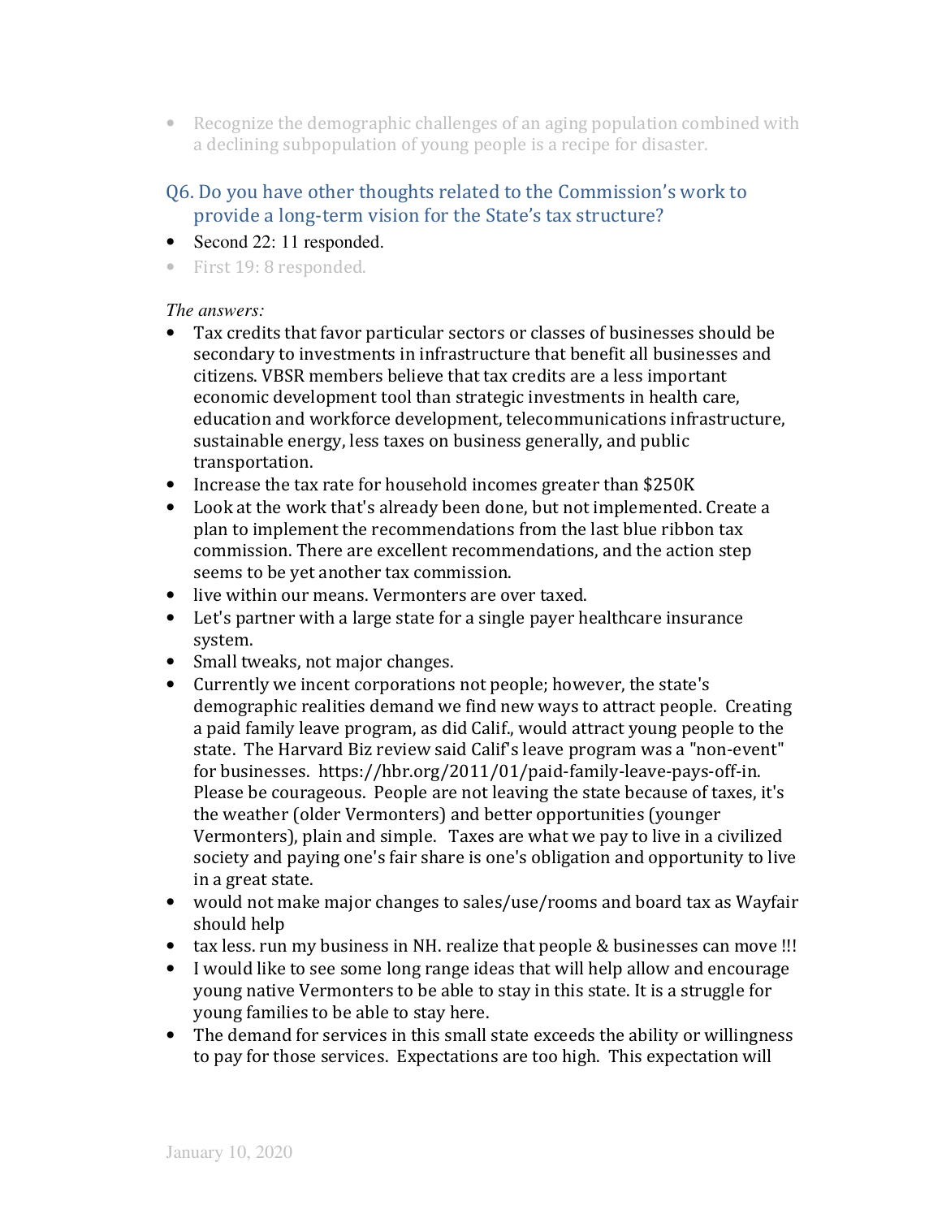- Recognize the demographic challenges of an aging population combined with a declining subpopulation of young people is a recipe for disaster.

## Q6. Do you have other thoughts related to the Commission's work to provide a long-term vision for the State's tax structure?

- Second 22: 11 responded.
- First 19: 8 responded.

*The answers:*

- Tax credits that favor particular sectors or classes of businesses should be secondary to investments in infrastructure that benefit all businesses and citizens. VBSR members believe that tax credits are a less important economic development tool than strategic investments in health care, education and workforce development, telecommunications infrastructure, sustainable energy, less taxes on business generally, and public transportation.
- Increase the tax rate for household incomes greater than $250K
- Look at the work that's already been done, but not implemented. Create a plan to implement the recommendations from the last blue ribbon tax commission. There are excellent recommendations, and the action step seems to be yet another tax commission.
- live within our means. Vermonters are over taxed.
- Let's partner with a large state for a single payer healthcare insurance system.
- Small tweaks, not major changes.
- Currently we incent corporations not people; however, the state's demographic realities demand we find new ways to attract people. Creating a paid family leave program, as did Calif., would attract young people to the state. The Harvard Biz review said Calif's leave program was a "non-event" for businesses. https://hbr.org/2011/01/paid-family-leave-pays-off-in. Please be courageous. People are not leaving the state because of taxes, it's the weather (older Vermonters) and better opportunities (younger Vermonters), plain and simple. Taxes are what we pay to live in a civilized society and paying one's fair share is one's obligation and opportunity to live in a great state.
- would not make major changes to sales/use/rooms and board tax as Wayfair should help
- tax less. run my business in NH. realize that people & businesses can move !!!
- I would like to see some long range ideas that will help allow and encourage young native Vermonters to be able to stay in this state. It is a struggle for young families to be able to stay here.
- The demand for services in this small state exceeds the ability or willingness to pay for those services. Expectations are too high. This expectation will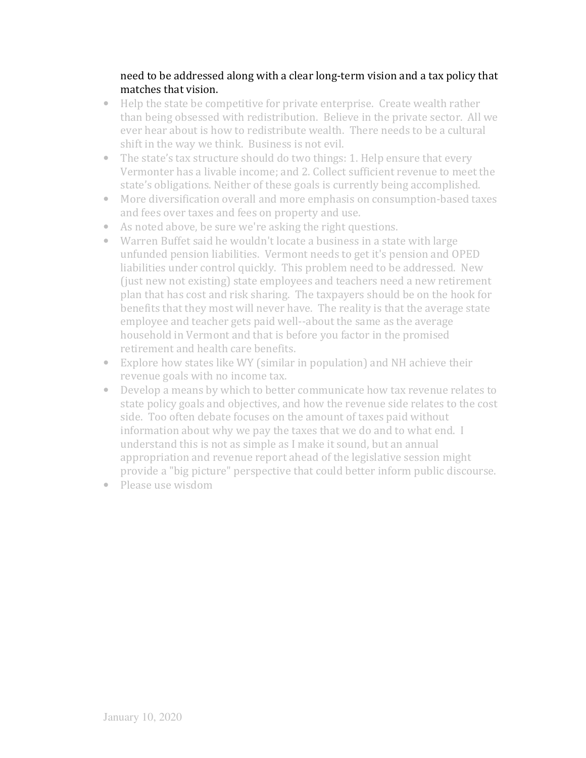need to be addressed along with a clear long-term vision and a tax policy that matches that vision.

- Help the state be competitive for private enterprise. Create wealth rather than being obsessed with redistribution. Believe in the private sector. All we ever hear about is how to redistribute wealth. There needs to be a cultural shift in the way we think. Business is not evil.
- The state's tax structure should do two things: 1. Help ensure that every Vermonter has a livable income; and 2. Collect sufficient revenue to meet the state's obligations. Neither of these goals is currently being accomplished.
- More diversification overall and more emphasis on consumption-based taxes and fees over taxes and fees on property and use.
- As noted above, be sure we're asking the right questions.
- Warren Buffet said he wouldn't locate a business in a state with large unfunded pension liabilities. Vermont needs to get it's pension and OPED liabilities under control quickly. This problem need to be addressed. New (just new not existing) state employees and teachers need a new retirement plan that has cost and risk sharing. The taxpayers should be on the hook for benefits that they most will never have. The reality is that the average state employee and teacher gets paid well--about the same as the average household in Vermont and that is before you factor in the promised retirement and health care benefits.
- Explore how states like WY (similar in population) and NH achieve their revenue goals with no income tax.
- Develop a means by which to better communicate how tax revenue relates to state policy goals and objectives, and how the revenue side relates to the cost side. Too often debate focuses on the amount of taxes paid without information about why we pay the taxes that we do and to what end. I understand this is not as simple as I make it sound, but an annual appropriation and revenue report ahead of the legislative session might provide a "big picture" perspective that could better inform public discourse.
- Please use wisdom